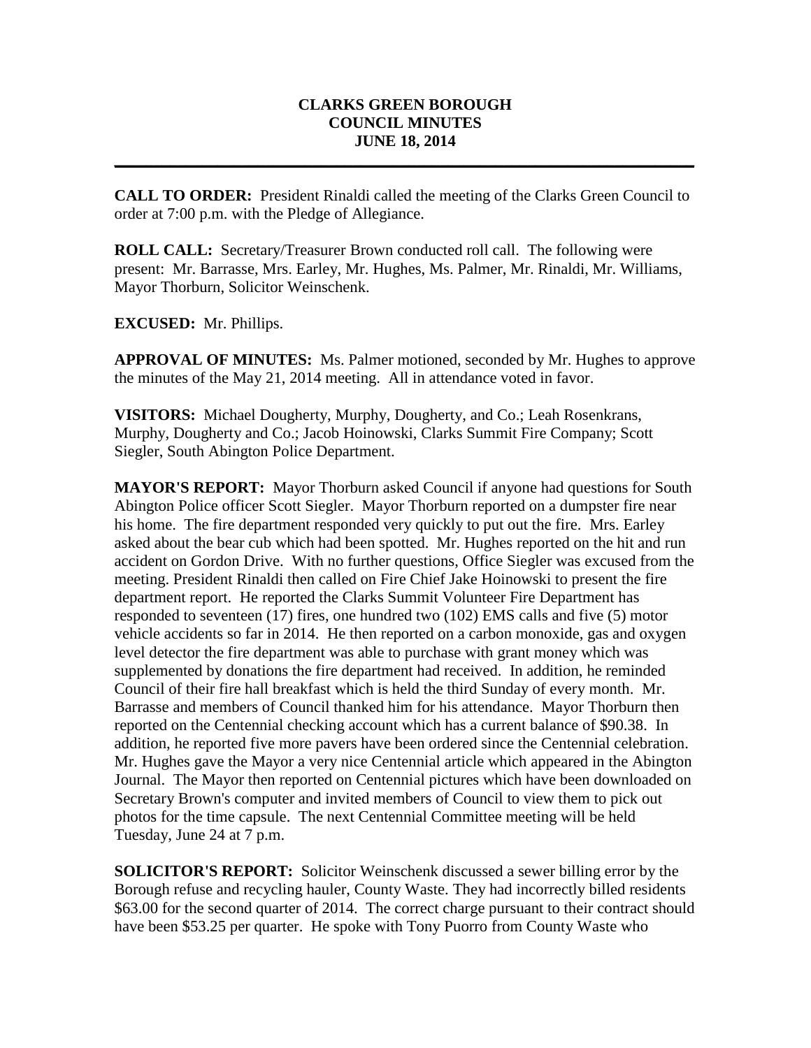# CLARKS GREEN BOROUGH
# COUNCIL MINUTES
# JUNE 18, 2014

---

**CALL TO ORDER:** President Rinaldi called the meeting of the Clarks Green Council to order at 7:00 p.m. with the Pledge of Allegiance.

**ROLL CALL:** Secretary/Treasurer Brown conducted roll call. The following were present: Mr. Barrasse, Mrs. Earley, Mr. Hughes, Ms. Palmer, Mr. Rinaldi, Mr. Williams, Mayor Thorburn, Solicitor Weinschenk.

**EXCUSED:** Mr. Phillips.

**APPROVAL OF MINUTES:** Ms. Palmer motioned, seconded by Mr. Hughes to approve the minutes of the May 21, 2014 meeting. All in attendance voted in favor.

**VISITORS:** Michael Dougherty, Murphy, Dougherty, and Co.; Leah Rosenkrans, Murphy, Dougherty and Co.; Jacob Hoinowski, Clarks Summit Fire Company; Scott Siegler, South Abington Police Department.

**MAYOR'S REPORT:** Mayor Thorburn asked Council if anyone had questions for South Abington Police officer Scott Siegler. Mayor Thorburn reported on a dumpster fire near his home. The fire department responded very quickly to put out the fire. Mrs. Earley asked about the bear cub which had been spotted. Mr. Hughes reported on the hit and run accident on Gordon Drive. With no further questions, Office Siegler was excused from the meeting. President Rinaldi then called on Fire Chief Jake Hoinowski to present the fire department report. He reported the Clarks Summit Volunteer Fire Department has responded to seventeen (17) fires, one hundred two (102) EMS calls and five (5) motor vehicle accidents so far in 2014. He then reported on a carbon monoxide, gas and oxygen level detector the fire department was able to purchase with grant money which was supplemented by donations the fire department had received. In addition, he reminded Council of their fire hall breakfast which is held the third Sunday of every month. Mr. Barrasse and members of Council thanked him for his attendance. Mayor Thorburn then reported on the Centennial checking account which has a current balance of $90.38. In addition, he reported five more pavers have been ordered since the Centennial celebration. Mr. Hughes gave the Mayor a very nice Centennial article which appeared in the Abington Journal. The Mayor then reported on Centennial pictures which have been downloaded on Secretary Brown's computer and invited members of Council to view them to pick out photos for the time capsule. The next Centennial Committee meeting will be held Tuesday, June 24 at 7 p.m.

**SOLICITOR'S REPORT:** Solicitor Weinschenk discussed a sewer billing error by the Borough refuse and recycling hauler, County Waste. They had incorrectly billed residents $63.00 for the second quarter of 2014. The correct charge pursuant to their contract should have been $53.25 per quarter. He spoke with Tony Puorro from County Waste who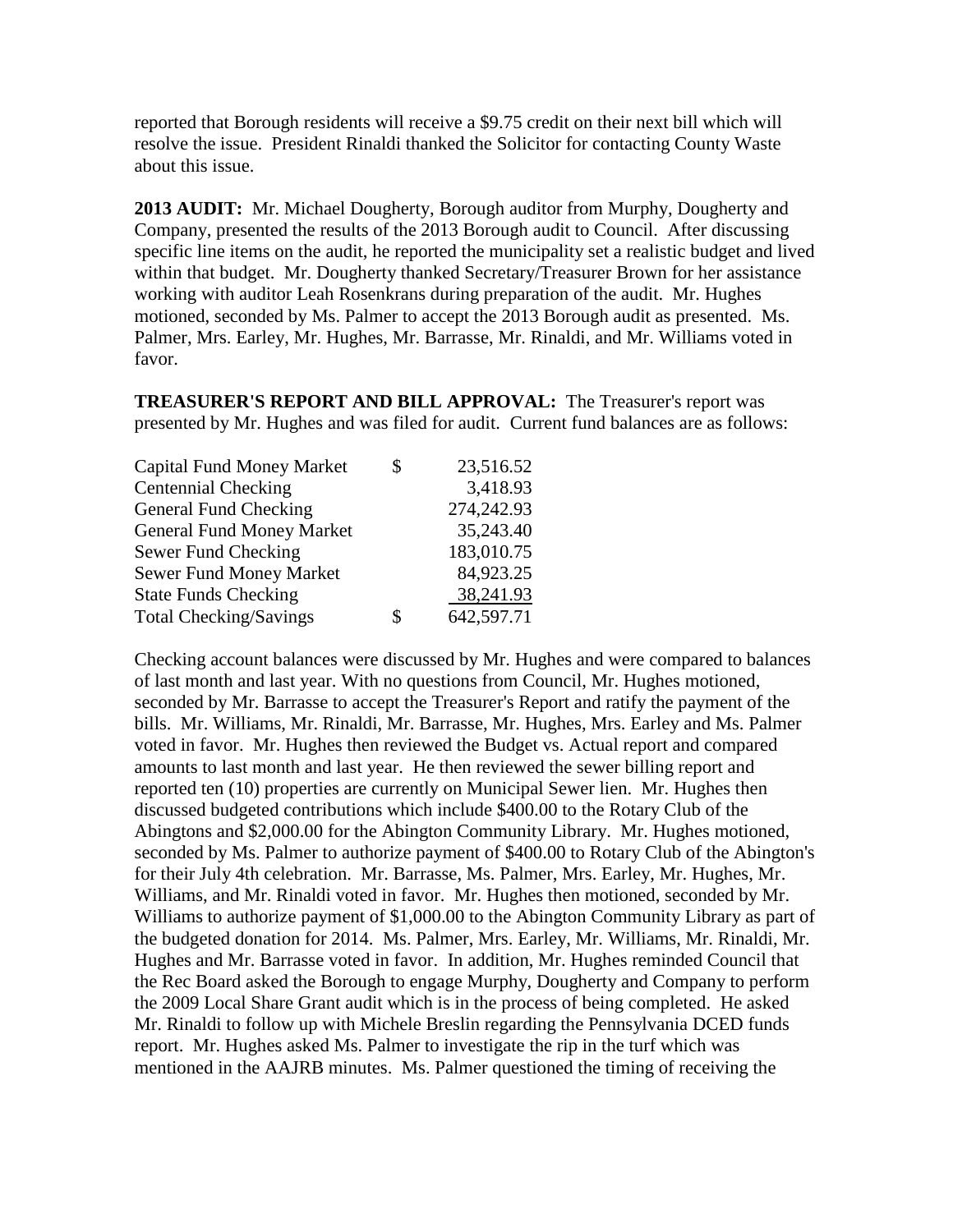reported that Borough residents will receive a $9.75 credit on their next bill which will resolve the issue. President Rinaldi thanked the Solicitor for contacting County Waste about this issue.

**2013 AUDIT:** Mr. Michael Dougherty, Borough auditor from Murphy, Dougherty and Company, presented the results of the 2013 Borough audit to Council. After discussing specific line items on the audit, he reported the municipality set a realistic budget and lived within that budget. Mr. Dougherty thanked Secretary/Treasurer Brown for her assistance working with auditor Leah Rosenkrans during preparation of the audit. Mr. Hughes motioned, seconded by Ms. Palmer to accept the 2013 Borough audit as presented. Ms. Palmer, Mrs. Earley, Mr. Hughes, Mr. Barrasse, Mr. Rinaldi, and Mr. Williams voted in favor.

**TREASURER'S REPORT AND BILL APPROVAL:** The Treasurer's report was presented by Mr. Hughes and was filed for audit. Current fund balances are as follows:

| Account | | Balance |
|---|---|---|
| Capital Fund Money Market | $ | 23,516.52 |
| Centennial Checking | | 3,418.93 |
| General Fund Checking | | 274,242.93 |
| General Fund Money Market | | 35,243.40 |
| Sewer Fund Checking | | 183,010.75 |
| Sewer Fund Money Market | | 84,923.25 |
| State Funds Checking | | 38,241.93 |
| Total Checking/Savings | $ | 642,597.71 |

Checking account balances were discussed by Mr. Hughes and were compared to balances of last month and last year. With no questions from Council, Mr. Hughes motioned, seconded by Mr. Barrasse to accept the Treasurer's Report and ratify the payment of the bills. Mr. Williams, Mr. Rinaldi, Mr. Barrasse, Mr. Hughes, Mrs. Earley and Ms. Palmer voted in favor. Mr. Hughes then reviewed the Budget vs. Actual report and compared amounts to last month and last year. He then reviewed the sewer billing report and reported ten (10) properties are currently on Municipal Sewer lien. Mr. Hughes then discussed budgeted contributions which include $400.00 to the Rotary Club of the Abingtons and $2,000.00 for the Abington Community Library. Mr. Hughes motioned, seconded by Ms. Palmer to authorize payment of $400.00 to Rotary Club of the Abington's for their July 4th celebration. Mr. Barrasse, Ms. Palmer, Mrs. Earley, Mr. Hughes, Mr. Williams, and Mr. Rinaldi voted in favor. Mr. Hughes then motioned, seconded by Mr. Williams to authorize payment of $1,000.00 to the Abington Community Library as part of the budgeted donation for 2014. Ms. Palmer, Mrs. Earley, Mr. Williams, Mr. Rinaldi, Mr. Hughes and Mr. Barrasse voted in favor. In addition, Mr. Hughes reminded Council that the Rec Board asked the Borough to engage Murphy, Dougherty and Company to perform the 2009 Local Share Grant audit which is in the process of being completed. He asked Mr. Rinaldi to follow up with Michele Breslin regarding the Pennsylvania DCED funds report. Mr. Hughes asked Ms. Palmer to investigate the rip in the turf which was mentioned in the AAJRB minutes. Ms. Palmer questioned the timing of receiving the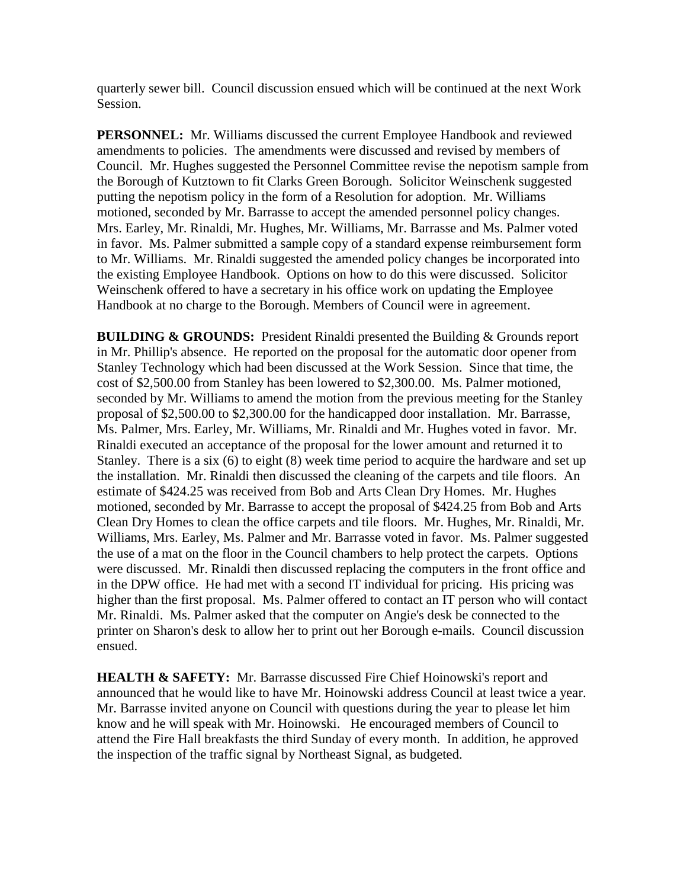quarterly sewer bill. Council discussion ensued which will be continued at the next Work Session.

**PERSONNEL:** Mr. Williams discussed the current Employee Handbook and reviewed amendments to policies. The amendments were discussed and revised by members of Council. Mr. Hughes suggested the Personnel Committee revise the nepotism sample from the Borough of Kutztown to fit Clarks Green Borough. Solicitor Weinschenk suggested putting the nepotism policy in the form of a Resolution for adoption. Mr. Williams motioned, seconded by Mr. Barrasse to accept the amended personnel policy changes. Mrs. Earley, Mr. Rinaldi, Mr. Hughes, Mr. Williams, Mr. Barrasse and Ms. Palmer voted in favor. Ms. Palmer submitted a sample copy of a standard expense reimbursement form to Mr. Williams. Mr. Rinaldi suggested the amended policy changes be incorporated into the existing Employee Handbook. Options on how to do this were discussed. Solicitor Weinschenk offered to have a secretary in his office work on updating the Employee Handbook at no charge to the Borough. Members of Council were in agreement.

**BUILDING & GROUNDS:** President Rinaldi presented the Building & Grounds report in Mr. Phillip's absence. He reported on the proposal for the automatic door opener from Stanley Technology which had been discussed at the Work Session. Since that time, the cost of $2,500.00 from Stanley has been lowered to $2,300.00. Ms. Palmer motioned, seconded by Mr. Williams to amend the motion from the previous meeting for the Stanley proposal of $2,500.00 to $2,300.00 for the handicapped door installation. Mr. Barrasse, Ms. Palmer, Mrs. Earley, Mr. Williams, Mr. Rinaldi and Mr. Hughes voted in favor. Mr. Rinaldi executed an acceptance of the proposal for the lower amount and returned it to Stanley. There is a six (6) to eight (8) week time period to acquire the hardware and set up the installation. Mr. Rinaldi then discussed the cleaning of the carpets and tile floors. An estimate of $424.25 was received from Bob and Arts Clean Dry Homes. Mr. Hughes motioned, seconded by Mr. Barrasse to accept the proposal of $424.25 from Bob and Arts Clean Dry Homes to clean the office carpets and tile floors. Mr. Hughes, Mr. Rinaldi, Mr. Williams, Mrs. Earley, Ms. Palmer and Mr. Barrasse voted in favor. Ms. Palmer suggested the use of a mat on the floor in the Council chambers to help protect the carpets. Options were discussed. Mr. Rinaldi then discussed replacing the computers in the front office and in the DPW office. He had met with a second IT individual for pricing. His pricing was higher than the first proposal. Ms. Palmer offered to contact an IT person who will contact Mr. Rinaldi. Ms. Palmer asked that the computer on Angie's desk be connected to the printer on Sharon's desk to allow her to print out her Borough e-mails. Council discussion ensued.

**HEALTH & SAFETY:** Mr. Barrasse discussed Fire Chief Hoinowski's report and announced that he would like to have Mr. Hoinowski address Council at least twice a year. Mr. Barrasse invited anyone on Council with questions during the year to please let him know and he will speak with Mr. Hoinowski. He encouraged members of Council to attend the Fire Hall breakfasts the third Sunday of every month. In addition, he approved the inspection of the traffic signal by Northeast Signal, as budgeted.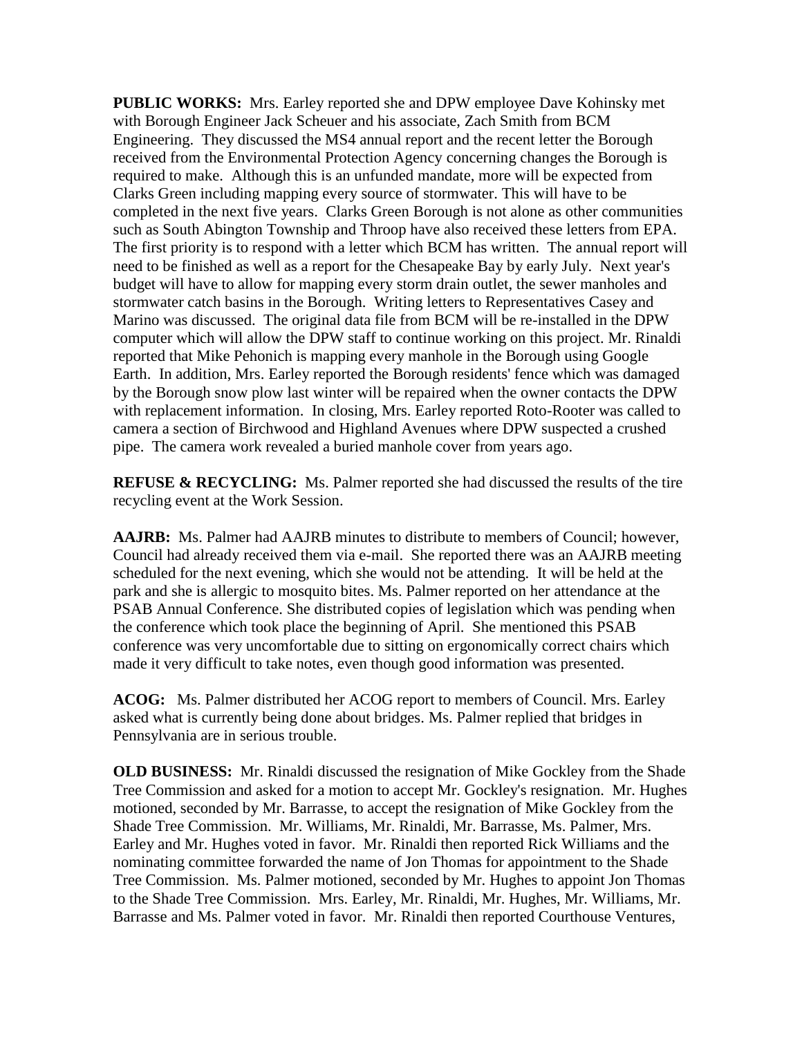**PUBLIC WORKS:** Mrs. Earley reported she and DPW employee Dave Kohinsky met with Borough Engineer Jack Scheuer and his associate, Zach Smith from BCM Engineering. They discussed the MS4 annual report and the recent letter the Borough received from the Environmental Protection Agency concerning changes the Borough is required to make. Although this is an unfunded mandate, more will be expected from Clarks Green including mapping every source of stormwater. This will have to be completed in the next five years. Clarks Green Borough is not alone as other communities such as South Abington Township and Throop have also received these letters from EPA. The first priority is to respond with a letter which BCM has written. The annual report will need to be finished as well as a report for the Chesapeake Bay by early July. Next year's budget will have to allow for mapping every storm drain outlet, the sewer manholes and stormwater catch basins in the Borough. Writing letters to Representatives Casey and Marino was discussed. The original data file from BCM will be re-installed in the DPW computer which will allow the DPW staff to continue working on this project. Mr. Rinaldi reported that Mike Pehonich is mapping every manhole in the Borough using Google Earth. In addition, Mrs. Earley reported the Borough residents' fence which was damaged by the Borough snow plow last winter will be repaired when the owner contacts the DPW with replacement information. In closing, Mrs. Earley reported Roto-Rooter was called to camera a section of Birchwood and Highland Avenues where DPW suspected a crushed pipe. The camera work revealed a buried manhole cover from years ago.

**REFUSE & RECYCLING:** Ms. Palmer reported she had discussed the results of the tire recycling event at the Work Session.

**AAJRB:** Ms. Palmer had AAJRB minutes to distribute to members of Council; however, Council had already received them via e-mail. She reported there was an AAJRB meeting scheduled for the next evening, which she would not be attending. It will be held at the park and she is allergic to mosquito bites. Ms. Palmer reported on her attendance at the PSAB Annual Conference. She distributed copies of legislation which was pending when the conference which took place the beginning of April. She mentioned this PSAB conference was very uncomfortable due to sitting on ergonomically correct chairs which made it very difficult to take notes, even though good information was presented.

**ACOG:** Ms. Palmer distributed her ACOG report to members of Council. Mrs. Earley asked what is currently being done about bridges. Ms. Palmer replied that bridges in Pennsylvania are in serious trouble.

**OLD BUSINESS:** Mr. Rinaldi discussed the resignation of Mike Gockley from the Shade Tree Commission and asked for a motion to accept Mr. Gockley's resignation. Mr. Hughes motioned, seconded by Mr. Barrasse, to accept the resignation of Mike Gockley from the Shade Tree Commission. Mr. Williams, Mr. Rinaldi, Mr. Barrasse, Ms. Palmer, Mrs. Earley and Mr. Hughes voted in favor. Mr. Rinaldi then reported Rick Williams and the nominating committee forwarded the name of Jon Thomas for appointment to the Shade Tree Commission. Ms. Palmer motioned, seconded by Mr. Hughes to appoint Jon Thomas to the Shade Tree Commission. Mrs. Earley, Mr. Rinaldi, Mr. Hughes, Mr. Williams, Mr. Barrasse and Ms. Palmer voted in favor. Mr. Rinaldi then reported Courthouse Ventures,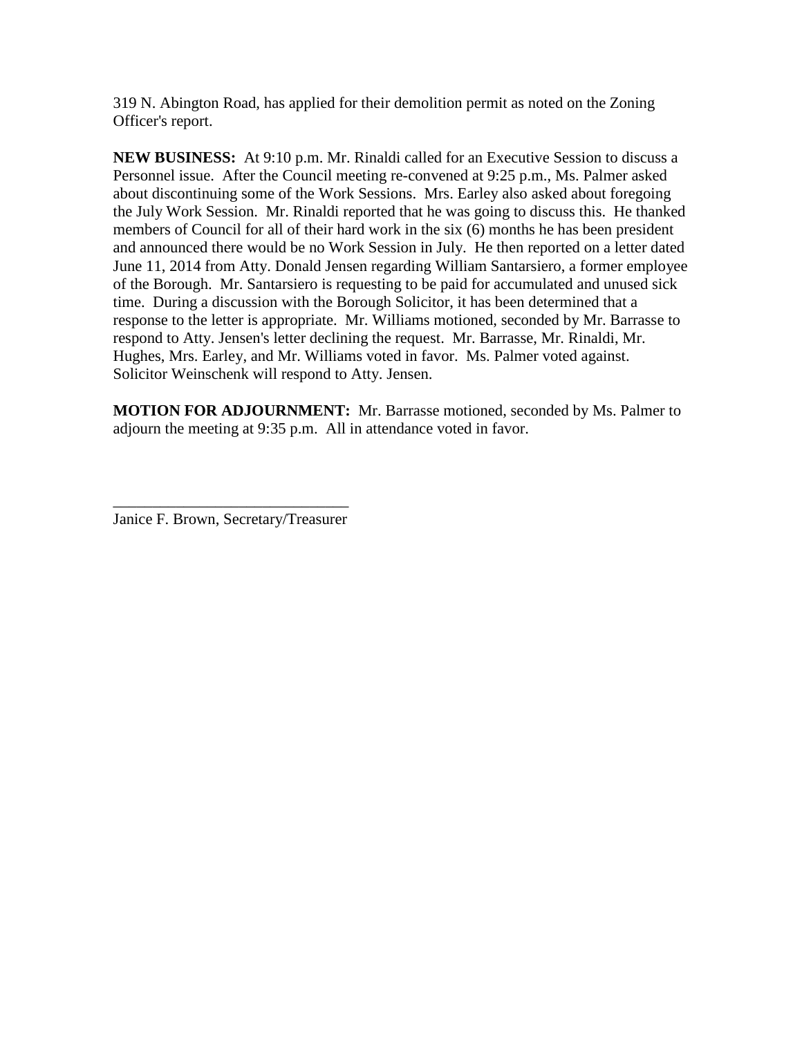319 N. Abington Road, has applied for their demolition permit as noted on the Zoning Officer's report.

**NEW BUSINESS:** At 9:10 p.m. Mr. Rinaldi called for an Executive Session to discuss a Personnel issue. After the Council meeting re-convened at 9:25 p.m., Ms. Palmer asked about discontinuing some of the Work Sessions. Mrs. Earley also asked about foregoing the July Work Session. Mr. Rinaldi reported that he was going to discuss this. He thanked members of Council for all of their hard work in the six (6) months he has been president and announced there would be no Work Session in July. He then reported on a letter dated June 11, 2014 from Atty. Donald Jensen regarding William Santarsiero, a former employee of the Borough. Mr. Santarsiero is requesting to be paid for accumulated and unused sick time. During a discussion with the Borough Solicitor, it has been determined that a response to the letter is appropriate. Mr. Williams motioned, seconded by Mr. Barrasse to respond to Atty. Jensen's letter declining the request. Mr. Barrasse, Mr. Rinaldi, Mr. Hughes, Mrs. Earley, and Mr. Williams voted in favor. Ms. Palmer voted against. Solicitor Weinschenk will respond to Atty. Jensen.

**MOTION FOR ADJOURNMENT:** Mr. Barrasse motioned, seconded by Ms. Palmer to adjourn the meeting at 9:35 p.m. All in attendance voted in favor.

______________________________
Janice F. Brown, Secretary/Treasurer